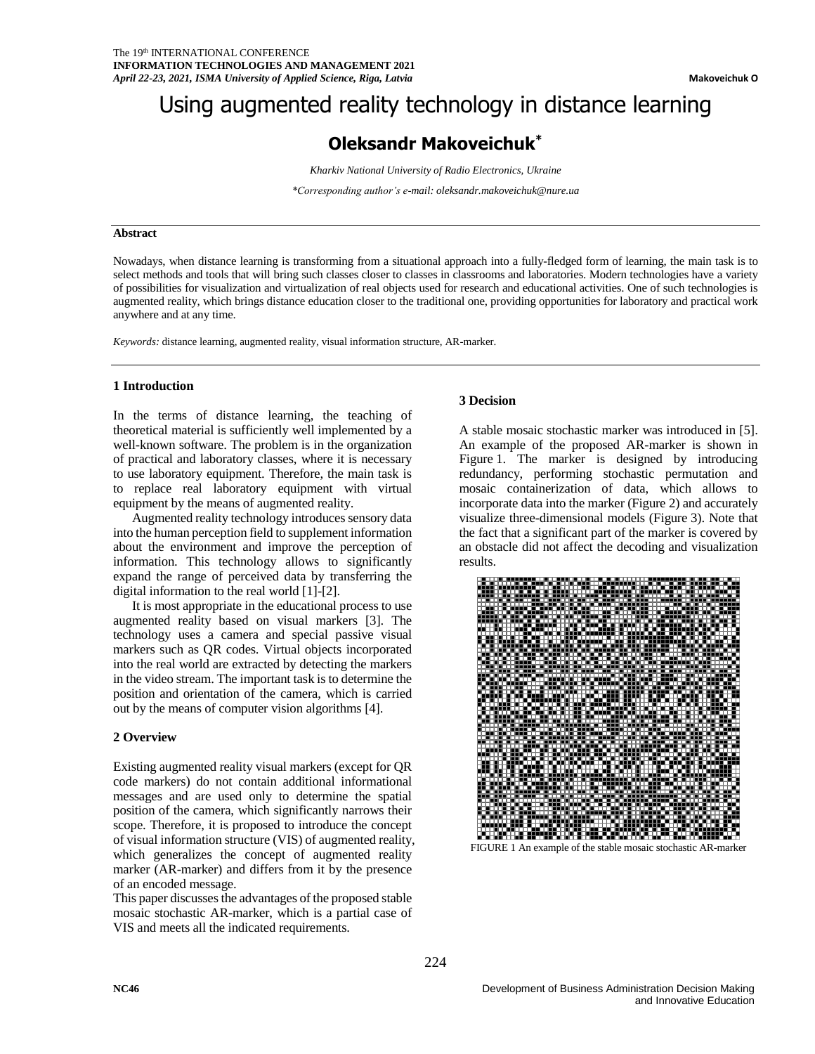# Using augmented reality technology in distance learning

**Oleksandr Makoveichuk***

*Kharkiv National University of Radio Electronics, Ukraine*

*\*Corresponding author's e-mail: oleksandr.makoveichuk@nure.ua*

**Abstract**

Nowadays, when distance learning is transforming from a situational approach into a fully-fledged form of learning, the main task is to select methods and tools that will bring such classes closer to classes in classrooms and laboratories. Modern technologies have a variety of possibilities for visualization and virtualization of real objects used for research and educational activities. One of such technologies is augmented reality, which brings distance education closer to the traditional one, providing opportunities for laboratory and practical work anywhere and at any time.

*Keywords:* distance learning, augmented reality, visual information structure, AR-marker.

## 1 Introduction

In the terms of distance learning, the teaching of theoretical material is sufficiently well implemented by a well-known software. The problem is in the organization of practical and laboratory classes, where it is necessary to use laboratory equipment. Therefore, the main task is to replace real laboratory equipment with virtual equipment by the means of augmented reality.

Augmented reality technology introduces sensory data into the human perception field to supplement information about the environment and improve the perception of information. This technology allows to significantly expand the range of perceived data by transferring the digital information to the real world [1]-[2].

It is most appropriate in the educational process to use augmented reality based on visual markers [3]. The technology uses a camera and special passive visual markers such as QR codes. Virtual objects incorporated into the real world are extracted by detecting the markers in the video stream. The important task is to determine the position and orientation of the camera, which is carried out by the means of computer vision algorithms [4].

## 2 Overview

Existing augmented reality visual markers (except for QR code markers) do not contain additional informational messages and are used only to determine the spatial position of the camera, which significantly narrows their scope. Therefore, it is proposed to introduce the concept of visual information structure (VIS) of augmented reality, which generalizes the concept of augmented reality marker (AR-marker) and differs from it by the presence of an encoded message.

This paper discusses the advantages of the proposed stable mosaic stochastic AR-marker, which is a partial case of VIS and meets all the indicated requirements.

## 3 Decision

A stable mosaic stochastic marker was introduced in [5]. An example of the proposed AR-marker is shown in Figure 1. The marker is designed by introducing redundancy, performing stochastic permutation and mosaic containerization of data, which allows to incorporate data into the marker (Figure 2) and accurately visualize three-dimensional models (Figure 3). Note that the fact that a significant part of the marker is covered by an obstacle did not affect the decoding and visualization results.

FIGURE 1 An example of the stable mosaic stochastic AR-marker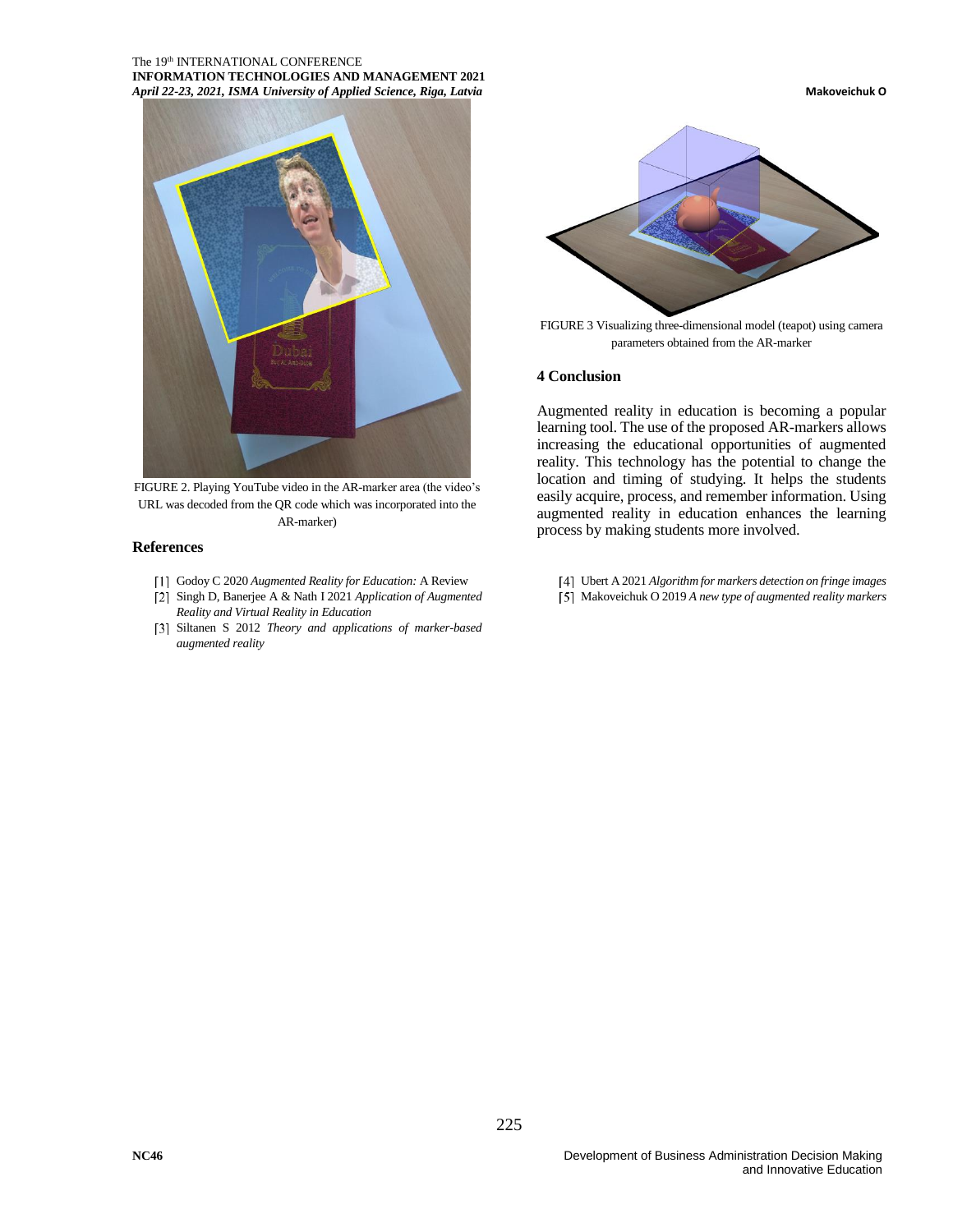FIGURE 2. Playing YouTube video in the AR-marker area (the video's URL was decoded from the QR code which was incorporated into the AR-marker)

FIGURE 3 Visualizing three-dimensional model (teapot) using camera parameters obtained from the AR-marker

## 4 Conclusion

Augmented reality in education is becoming a popular learning tool. The use of the proposed AR-markers allows increasing the educational opportunities of augmented reality. This technology has the potential to change the location and timing of studying. It helps the students easily acquire, process, and remember information. Using augmented reality in education enhances the learning process by making students more involved.

## References

[1] Godoy C 2020 *Augmented Reality for Education:* A Review

[2] Singh D, Banerjee A & Nath I 2021 *Application of Augmented Reality and Virtual Reality in Education*

[3] Siltanen S 2012 *Theory and applications of marker-based augmented reality*

[4] Ubert A 2021 *Algorithm for markers detection on fringe images*

[5] Makoveichuk O 2019 *A new type of augmented reality markers*